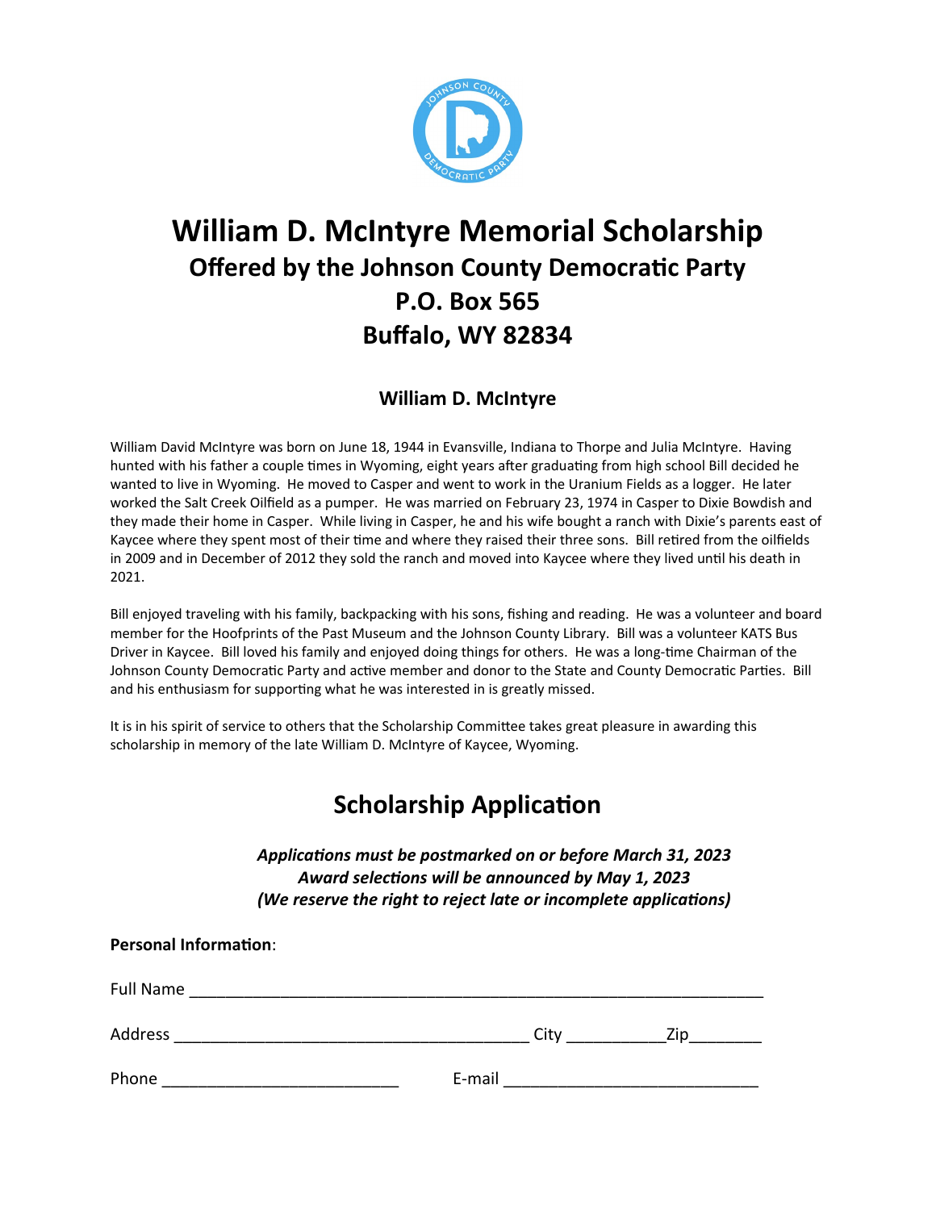# William D. McIntyre Memorial Scholarship

## Offered by the Johnson County Democratic Party

## P.O. Box 565

## Buffalo, WY 82834

### William D. McIntyre

William David McIntyre was born on June 18, 1944 in Evansville, Indiana to Thorpe and Julia McIntyre. Having hunted with his father a couple times in Wyoming, eight years after graduating from high school Bill decided he wanted to live in Wyoming. He moved to Casper and went to work in the Uranium Fields as a logger. He later worked the Salt Creek Oilfield as a pumper. He was married on February 23, 1974 in Casper to Dixie Bowdish and they made their home in Casper. While living in Casper, he and his wife bought a ranch with Dixie's parents east of Kaycee where they spent most of their time and where they raised their three sons. Bill retired from the oilfields in 2009 and in December of 2012 they sold the ranch and moved into Kaycee where they lived until his death in 2021.

Bill enjoyed traveling with his family, backpacking with his sons, fishing and reading. He was a volunteer and board member for the Hoofprints of the Past Museum and the Johnson County Library. Bill was a volunteer KATS Bus Driver in Kaycee. Bill loved his family and enjoyed doing things for others. He was a long-time Chairman of the Johnson County Democratic Party and active member and donor to the State and County Democratic Parties. Bill and his enthusiasm for supporting what he was interested in is greatly missed.

It is in his spirit of service to others that the Scholarship Committee takes great pleasure in awarding this scholarship in memory of the late William D. McIntyre of Kaycee, Wyoming.

## Scholarship Application

***Applications must be postmarked on or before March 31, 2023***
***Award selections will be announced by May 1, 2023***
***(We reserve the right to reject late or incomplete applications)***

**Personal Information**:

Full Name ____________________________________________________________

Address ______________________________________ City __________ Zip________

Phone __________________________ E-mail ___________________________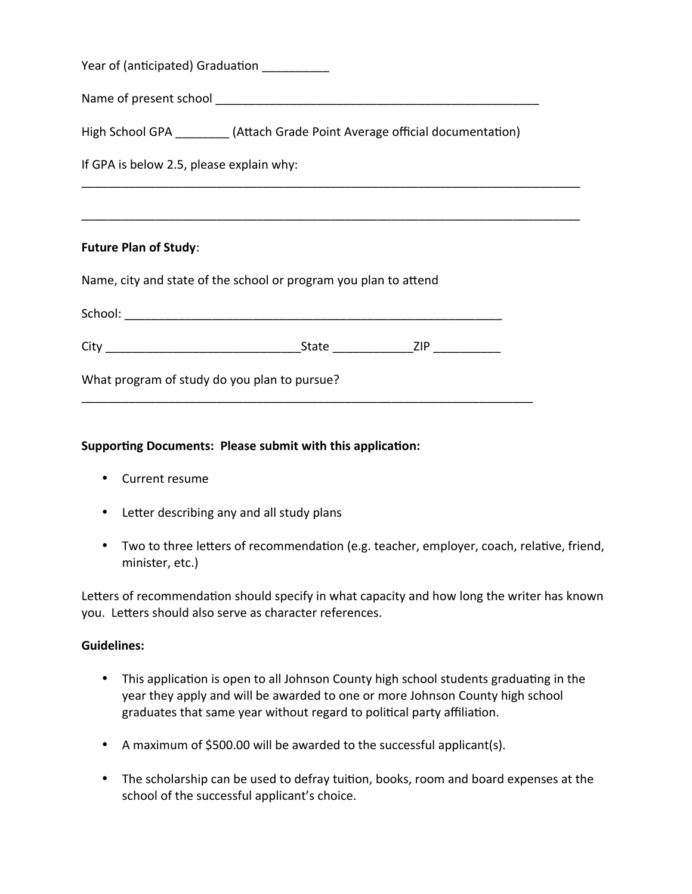Year of (anticipated) Graduation __________

Name of present school ___________________________________________________

High School GPA ________ (Attach Grade Point Average official documentation)

If GPA is below 2.5, please explain why:

_____________________________________________________________________________

_____________________________________________________________________________

**Future Plan of Study**:

Name, city and state of the school or program you plan to attend

School: ________________________________________________________

City ______________________________State ____________ZIP __________

What program of study do you plan to pursue?

_____________________________________________________________________

**Supporting Documents: Please submit with this application:**

- Current resume
- Letter describing any and all study plans
- Two to three letters of recommendation (e.g. teacher, employer, coach, relative, friend, minister, etc.)

Letters of recommendation should specify in what capacity and how long the writer has known you. Letters should also serve as character references.

**Guidelines:**

- This application is open to all Johnson County high school students graduating in the year they apply and will be awarded to one or more Johnson County high school graduates that same year without regard to political party affiliation.
- A maximum of $500.00 will be awarded to the successful applicant(s).
- The scholarship can be used to defray tuition, books, room and board expenses at the school of the successful applicant's choice.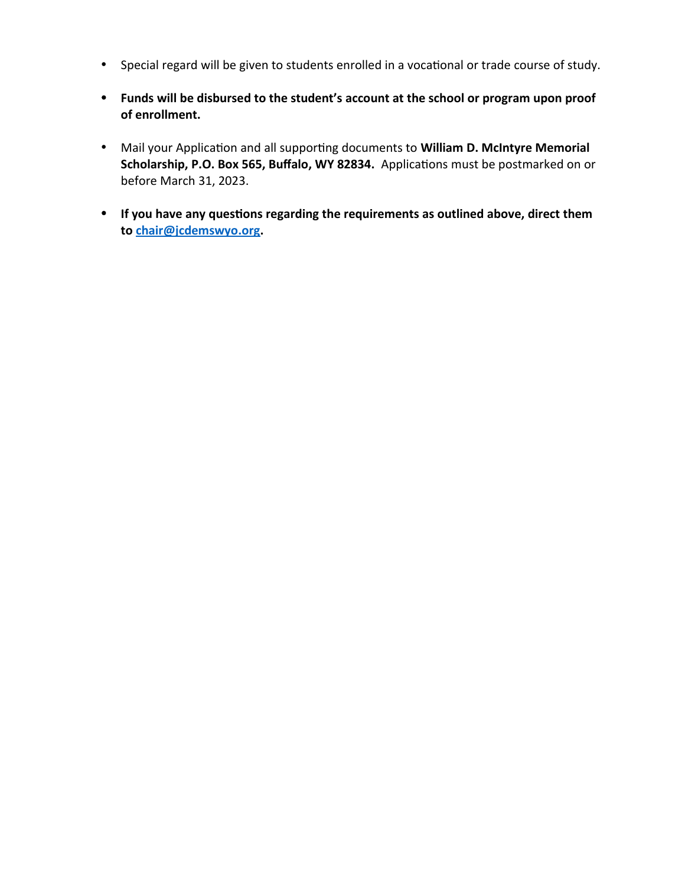- Special regard will be given to students enrolled in a vocational or trade course of study.
- **Funds will be disbursed to the student's account at the school or program upon proof of enrollment.**
- Mail your Application and all supporting documents to **William D. McIntyre Memorial Scholarship, P.O. Box 565, Buffalo, WY 82834.** Applications must be postmarked on or before March 31, 2023.
- **If you have any questions regarding the requirements as outlined above, direct them to [chair@jcdemswyo.org](mailto:chair@jcdemswyo.org).**